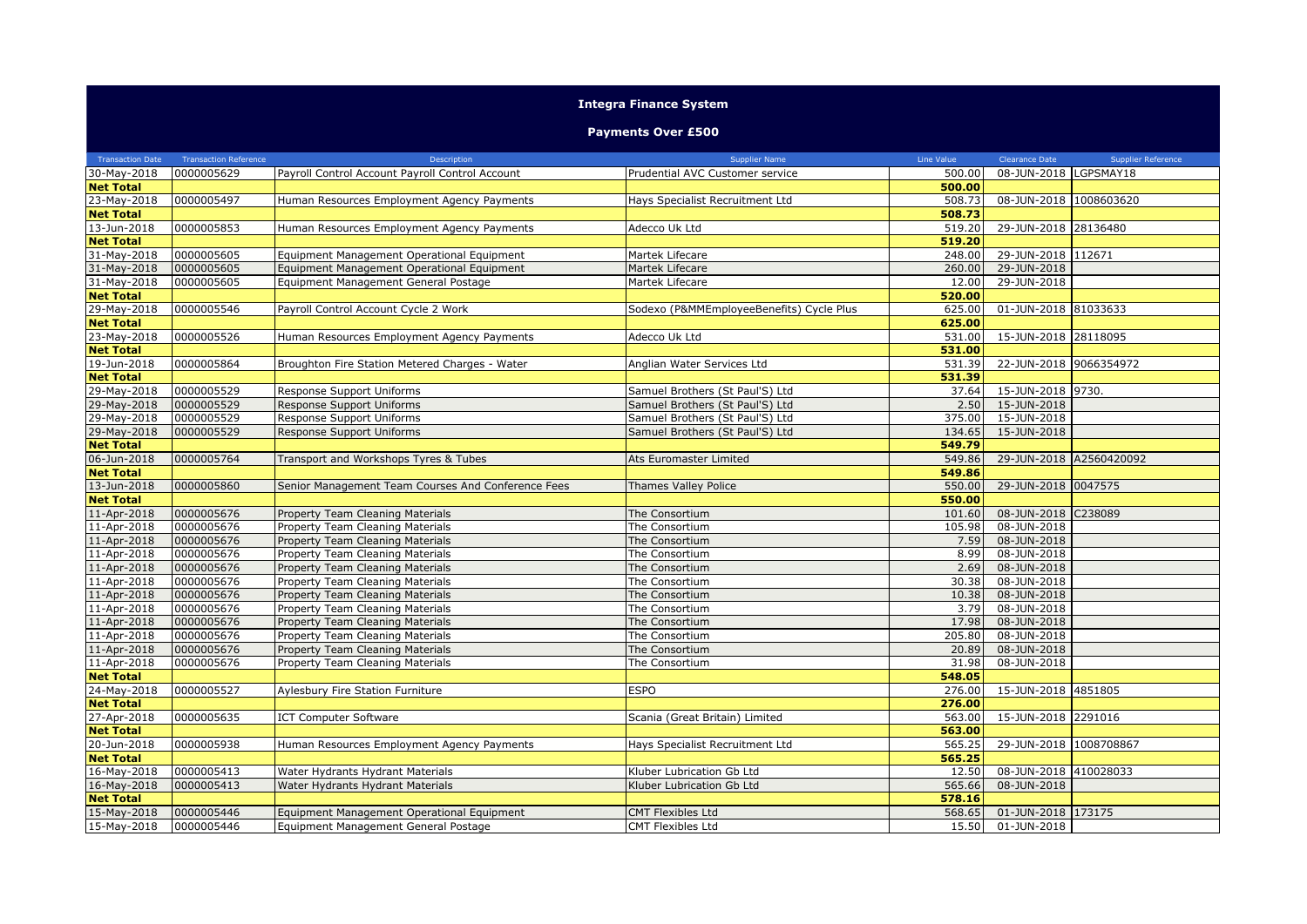# Integra Finance System

## Payments Over £500

| Transaction Date | Transaction Reference | Description | Supplier Name | Line Value | Clearance Date | Supplier Reference |
|---|---|---|---|---|---|---|
| 30-May-2018 | 0000005629 | Payroll Control Account Payroll Control Account | Prudential AVC Customer service | 500.00 | 08-JUN-2018 | LGPSMAY18 |
| **Net Total** | | | | **500.00** | | |
| 23-May-2018 | 0000005497 | Human Resources Employment Agency Payments | Hays Specialist Recruitment Ltd | 508.73 | 08-JUN-2018 | 1008603620 |
| **Net Total** | | | | **508.73** | | |
| 13-Jun-2018 | 0000005853 | Human Resources Employment Agency Payments | Adecco Uk Ltd | 519.20 | 29-JUN-2018 | 28136480 |
| **Net Total** | | | | **519.20** | | |
| 31-May-2018 | 0000005605 | Equipment Management Operational Equipment | Martek Lifecare | 248.00 | 29-JUN-2018 | 112671 |
| 31-May-2018 | 0000005605 | Equipment Management Operational Equipment | Martek Lifecare | 260.00 | 29-JUN-2018 | |
| 31-May-2018 | 0000005605 | Equipment Management General Postage | Martek Lifecare | 12.00 | 29-JUN-2018 | |
| **Net Total** | | | | **520.00** | | |
| 29-May-2018 | 0000005546 | Payroll Control Account Cycle 2 Work | Sodexo (P&MMEmployeeBenefits) Cycle Plus | 625.00 | 01-JUN-2018 | 81033633 |
| **Net Total** | | | | **625.00** | | |
| 23-May-2018 | 0000005526 | Human Resources Employment Agency Payments | Adecco Uk Ltd | 531.00 | 15-JUN-2018 | 28118095 |
| **Net Total** | | | | **531.00** | | |
| 19-Jun-2018 | 0000005864 | Broughton Fire Station Metered Charges - Water | Anglian Water Services Ltd | 531.39 | 22-JUN-2018 | 9066354972 |
| **Net Total** | | | | **531.39** | | |
| 29-May-2018 | 0000005529 | Response Support Uniforms | Samuel Brothers (St Paul'S) Ltd | 37.64 | 15-JUN-2018 | 9730. |
| 29-May-2018 | 0000005529 | Response Support Uniforms | Samuel Brothers (St Paul'S) Ltd | 2.50 | 15-JUN-2018 | |
| 29-May-2018 | 0000005529 | Response Support Uniforms | Samuel Brothers (St Paul'S) Ltd | 375.00 | 15-JUN-2018 | |
| 29-May-2018 | 0000005529 | Response Support Uniforms | Samuel Brothers (St Paul'S) Ltd | 134.65 | 15-JUN-2018 | |
| **Net Total** | | | | **549.79** | | |
| 06-Jun-2018 | 0000005764 | Transport and Workshops Tyres & Tubes | Ats Euromaster Limited | 549.86 | 29-JUN-2018 | A2560420092 |
| **Net Total** | | | | **549.86** | | |
| 13-Jun-2018 | 0000005860 | Senior Management Team Courses And Conference Fees | Thames Valley Police | 550.00 | 29-JUN-2018 | 0047575 |
| **Net Total** | | | | **550.00** | | |
| 11-Apr-2018 | 0000005676 | Property Team Cleaning Materials | The Consortium | 101.60 | 08-JUN-2018 | C238089 |
| 11-Apr-2018 | 0000005676 | Property Team Cleaning Materials | The Consortium | 105.98 | 08-JUN-2018 | |
| 11-Apr-2018 | 0000005676 | Property Team Cleaning Materials | The Consortium | 7.59 | 08-JUN-2018 | |
| 11-Apr-2018 | 0000005676 | Property Team Cleaning Materials | The Consortium | 8.99 | 08-JUN-2018 | |
| 11-Apr-2018 | 0000005676 | Property Team Cleaning Materials | The Consortium | 2.69 | 08-JUN-2018 | |
| 11-Apr-2018 | 0000005676 | Property Team Cleaning Materials | The Consortium | 30.38 | 08-JUN-2018 | |
| 11-Apr-2018 | 0000005676 | Property Team Cleaning Materials | The Consortium | 10.38 | 08-JUN-2018 | |
| 11-Apr-2018 | 0000005676 | Property Team Cleaning Materials | The Consortium | 3.79 | 08-JUN-2018 | |
| 11-Apr-2018 | 0000005676 | Property Team Cleaning Materials | The Consortium | 17.98 | 08-JUN-2018 | |
| 11-Apr-2018 | 0000005676 | Property Team Cleaning Materials | The Consortium | 205.80 | 08-JUN-2018 | |
| 11-Apr-2018 | 0000005676 | Property Team Cleaning Materials | The Consortium | 20.89 | 08-JUN-2018 | |
| 11-Apr-2018 | 0000005676 | Property Team Cleaning Materials | The Consortium | 31.98 | 08-JUN-2018 | |
| **Net Total** | | | | **548.05** | | |
| 24-May-2018 | 0000005527 | Aylesbury Fire Station Furniture | ESPO | 276.00 | 15-JUN-2018 | 4851805 |
| **Net Total** | | | | **276.00** | | |
| 27-Apr-2018 | 0000005635 | ICT Computer Software | Scania (Great Britain) Limited | 563.00 | 15-JUN-2018 | 2291016 |
| **Net Total** | | | | **563.00** | | |
| 20-Jun-2018 | 0000005938 | Human Resources Employment Agency Payments | Hays Specialist Recruitment Ltd | 565.25 | 29-JUN-2018 | 1008708867 |
| **Net Total** | | | | **565.25** | | |
| 16-May-2018 | 0000005413 | Water Hydrants Hydrant Materials | Kluber Lubrication Gb Ltd | 12.50 | 08-JUN-2018 | 410028033 |
| 16-May-2018 | 0000005413 | Water Hydrants Hydrant Materials | Kluber Lubrication Gb Ltd | 565.66 | 08-JUN-2018 | |
| **Net Total** | | | | **578.16** | | |
| 15-May-2018 | 0000005446 | Equipment Management Operational Equipment | CMT Flexibles Ltd | 568.65 | 01-JUN-2018 | 173175 |
| 15-May-2018 | 0000005446 | Equipment Management General Postage | CMT Flexibles Ltd | 15.50 | 01-JUN-2018 | |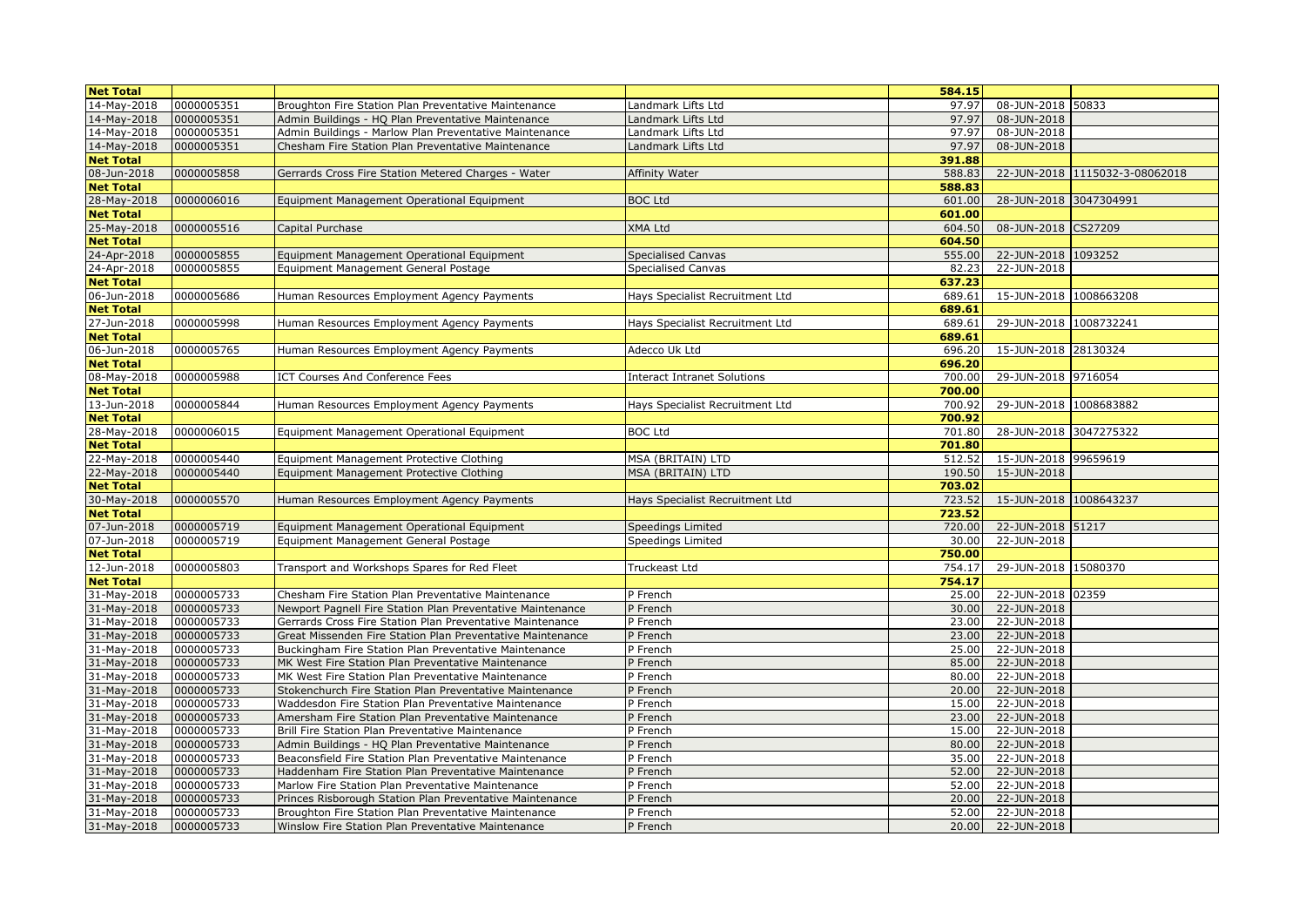| Net Total | | | | 584.15 | | |
|---|---|---|---|---|---|---|
| 14-May-2018 | 0000005351 | Broughton Fire Station Plan Preventative Maintenance | Landmark Lifts Ltd | 97.97 | 08-JUN-2018 | 50833 |
| 14-May-2018 | 0000005351 | Admin Buildings - HQ Plan Preventative Maintenance | Landmark Lifts Ltd | 97.97 | 08-JUN-2018 | |
| 14-May-2018 | 0000005351 | Admin Buildings - Marlow Plan Preventative Maintenance | Landmark Lifts Ltd | 97.97 | 08-JUN-2018 | |
| 14-May-2018 | 0000005351 | Chesham Fire Station Plan Preventative Maintenance | Landmark Lifts Ltd | 97.97 | 08-JUN-2018 | |
| Net Total | | | | 391.88 | | |
| 08-Jun-2018 | 0000005858 | Gerrards Cross Fire Station Metered Charges - Water | Affinity Water | 588.83 | 22-JUN-2018 | 1115032-3-08062018 |
| Net Total | | | | 588.83 | | |
| 28-May-2018 | 0000006016 | Equipment Management Operational Equipment | BOC Ltd | 601.00 | 28-JUN-2018 | 3047304991 |
| Net Total | | | | 601.00 | | |
| 25-May-2018 | 0000005516 | Capital Purchase | XMA Ltd | 604.50 | 08-JUN-2018 | CS27209 |
| Net Total | | | | 604.50 | | |
| 24-Apr-2018 | 0000005855 | Equipment Management Operational Equipment | Specialised Canvas | 555.00 | 22-JUN-2018 | 1093252 |
| 24-Apr-2018 | 0000005855 | Equipment Management General Postage | Specialised Canvas | 82.23 | 22-JUN-2018 | |
| Net Total | | | | 637.23 | | |
| 06-Jun-2018 | 0000005686 | Human Resources Employment Agency Payments | Hays Specialist Recruitment Ltd | 689.61 | 15-JUN-2018 | 1008663208 |
| Net Total | | | | 689.61 | | |
| 27-Jun-2018 | 0000005998 | Human Resources Employment Agency Payments | Hays Specialist Recruitment Ltd | 689.61 | 29-JUN-2018 | 1008732241 |
| Net Total | | | | 689.61 | | |
| 06-Jun-2018 | 0000005765 | Human Resources Employment Agency Payments | Adecco Uk Ltd | 696.20 | 15-JUN-2018 | 28130324 |
| Net Total | | | | 696.20 | | |
| 08-May-2018 | 0000005988 | ICT Courses And Conference Fees | Interact Intranet Solutions | 700.00 | 29-JUN-2018 | 9716054 |
| Net Total | | | | 700.00 | | |
| 13-Jun-2018 | 0000005844 | Human Resources Employment Agency Payments | Hays Specialist Recruitment Ltd | 700.92 | 29-JUN-2018 | 1008683882 |
| Net Total | | | | 700.92 | | |
| 28-May-2018 | 0000006015 | Equipment Management Operational Equipment | BOC Ltd | 701.80 | 28-JUN-2018 | 3047275322 |
| Net Total | | | | 701.80 | | |
| 22-May-2018 | 0000005440 | Equipment Management Protective Clothing | MSA (BRITAIN) LTD | 512.52 | 15-JUN-2018 | 99659619 |
| 22-May-2018 | 0000005440 | Equipment Management Protective Clothing | MSA (BRITAIN) LTD | 190.50 | 15-JUN-2018 | |
| Net Total | | | | 703.02 | | |
| 30-May-2018 | 0000005570 | Human Resources Employment Agency Payments | Hays Specialist Recruitment Ltd | 723.52 | 15-JUN-2018 | 1008643237 |
| Net Total | | | | 723.52 | | |
| 07-Jun-2018 | 0000005719 | Equipment Management Operational Equipment | Speedings Limited | 720.00 | 22-JUN-2018 | 51217 |
| 07-Jun-2018 | 0000005719 | Equipment Management General Postage | Speedings Limited | 30.00 | 22-JUN-2018 | |
| Net Total | | | | 750.00 | | |
| 12-Jun-2018 | 0000005803 | Transport and Workshops Spares for Red Fleet | Truckeast Ltd | 754.17 | 29-JUN-2018 | 15080370 |
| Net Total | | | | 754.17 | | |
| 31-May-2018 | 0000005733 | Chesham Fire Station Plan Preventative Maintenance | P French | 25.00 | 22-JUN-2018 | 02359 |
| 31-May-2018 | 0000005733 | Newport Pagnell Fire Station Plan Preventative Maintenance | P French | 30.00 | 22-JUN-2018 | |
| 31-May-2018 | 0000005733 | Gerrards Cross Fire Station Plan Preventative Maintenance | P French | 23.00 | 22-JUN-2018 | |
| 31-May-2018 | 0000005733 | Great Missenden Fire Station Plan Preventative Maintenance | P French | 23.00 | 22-JUN-2018 | |
| 31-May-2018 | 0000005733 | Buckingham Fire Station Plan Preventative Maintenance | P French | 25.00 | 22-JUN-2018 | |
| 31-May-2018 | 0000005733 | MK West Fire Station Plan Preventative Maintenance | P French | 85.00 | 22-JUN-2018 | |
| 31-May-2018 | 0000005733 | MK West Fire Station Plan Preventative Maintenance | P French | 80.00 | 22-JUN-2018 | |
| 31-May-2018 | 0000005733 | Stokenchurch Fire Station Plan Preventative Maintenance | P French | 20.00 | 22-JUN-2018 | |
| 31-May-2018 | 0000005733 | Waddesdon Fire Station Plan Preventative Maintenance | P French | 15.00 | 22-JUN-2018 | |
| 31-May-2018 | 0000005733 | Amersham Fire Station Plan Preventative Maintenance | P French | 23.00 | 22-JUN-2018 | |
| 31-May-2018 | 0000005733 | Brill Fire Station Plan Preventative Maintenance | P French | 15.00 | 22-JUN-2018 | |
| 31-May-2018 | 0000005733 | Admin Buildings - HQ Plan Preventative Maintenance | P French | 80.00 | 22-JUN-2018 | |
| 31-May-2018 | 0000005733 | Beaconsfield Fire Station Plan Preventative Maintenance | P French | 35.00 | 22-JUN-2018 | |
| 31-May-2018 | 0000005733 | Haddenham Fire Station Plan Preventative Maintenance | P French | 52.00 | 22-JUN-2018 | |
| 31-May-2018 | 0000005733 | Marlow Fire Station Plan Preventative Maintenance | P French | 52.00 | 22-JUN-2018 | |
| 31-May-2018 | 0000005733 | Princes Risborough Station Plan Preventative Maintenance | P French | 20.00 | 22-JUN-2018 | |
| 31-May-2018 | 0000005733 | Broughton Fire Station Plan Preventative Maintenance | P French | 52.00 | 22-JUN-2018 | |
| 31-May-2018 | 0000005733 | Winslow Fire Station Plan Preventative Maintenance | P French | 20.00 | 22-JUN-2018 | |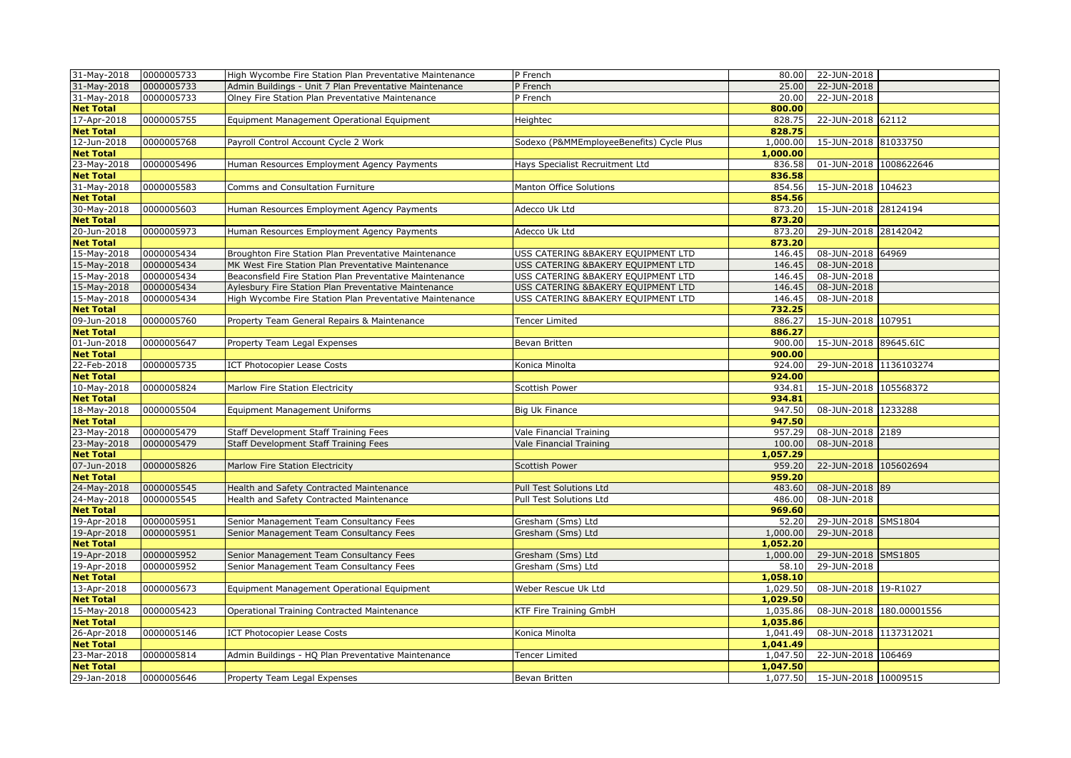| 31-May-2018 | 0000005733 | High Wycombe Fire Station Plan Preventative Maintenance | P French | 80.00 | 22-JUN-2018 | |
|---|---|---|---|---|---|---|
| 31-May-2018 | 0000005733 | Admin Buildings - Unit 7 Plan Preventative Maintenance | P French | 25.00 | 22-JUN-2018 | |
| 31-May-2018 | 0000005733 | Olney Fire Station Plan Preventative Maintenance | P French | 20.00 | 22-JUN-2018 | |
| **Net Total** | | | | **800.00** | | |
| 17-Apr-2018 | 0000005755 | Equipment Management Operational Equipment | Heightec | 828.75 | 22-JUN-2018 | 62112 |
| **Net Total** | | | | **828.75** | | |
| 12-Jun-2018 | 0000005768 | Payroll Control Account Cycle 2 Work | Sodexo (P&MMEmployeeBenefits) Cycle Plus | 1,000.00 | 15-JUN-2018 | 81033750 |
| **Net Total** | | | | **1,000.00** | | |
| 23-May-2018 | 0000005496 | Human Resources Employment Agency Payments | Hays Specialist Recruitment Ltd | 836.58 | 01-JUN-2018 | 1008622646 |
| **Net Total** | | | | **836.58** | | |
| 31-May-2018 | 0000005583 | Comms and Consultation Furniture | Manton Office Solutions | 854.56 | 15-JUN-2018 | 104623 |
| **Net Total** | | | | **854.56** | | |
| 30-May-2018 | 0000005603 | Human Resources Employment Agency Payments | Adecco Uk Ltd | 873.20 | 15-JUN-2018 | 28124194 |
| **Net Total** | | | | **873.20** | | |
| 20-Jun-2018 | 0000005973 | Human Resources Employment Agency Payments | Adecco Uk Ltd | 873.20 | 29-JUN-2018 | 28142042 |
| **Net Total** | | | | **873.20** | | |
| 15-May-2018 | 0000005434 | Broughton Fire Station Plan Preventative Maintenance | USS CATERING &BAKERY EQUIPMENT LTD | 146.45 | 08-JUN-2018 | 64969 |
| 15-May-2018 | 0000005434 | MK West Fire Station Plan Preventative Maintenance | USS CATERING &BAKERY EQUIPMENT LTD | 146.45 | 08-JUN-2018 | |
| 15-May-2018 | 0000005434 | Beaconsfield Fire Station Plan Preventative Maintenance | USS CATERING &BAKERY EQUIPMENT LTD | 146.45 | 08-JUN-2018 | |
| 15-May-2018 | 0000005434 | Aylesbury Fire Station Plan Preventative Maintenance | USS CATERING &BAKERY EQUIPMENT LTD | 146.45 | 08-JUN-2018 | |
| 15-May-2018 | 0000005434 | High Wycombe Fire Station Plan Preventative Maintenance | USS CATERING &BAKERY EQUIPMENT LTD | 146.45 | 08-JUN-2018 | |
| **Net Total** | | | | **732.25** | | |
| 09-Jun-2018 | 0000005760 | Property Team General Repairs & Maintenance | Tencer Limited | 886.27 | 15-JUN-2018 | 107951 |
| **Net Total** | | | | **886.27** | | |
| 01-Jun-2018 | 0000005647 | Property Team Legal Expenses | Bevan Britten | 900.00 | 15-JUN-2018 | 89645.6IC |
| **Net Total** | | | | **900.00** | | |
| 22-Feb-2018 | 0000005735 | ICT Photocopier Lease Costs | Konica Minolta | 924.00 | 29-JUN-2018 | 1136103274 |
| **Net Total** | | | | **924.00** | | |
| 10-May-2018 | 0000005824 | Marlow Fire Station Electricity | Scottish Power | 934.81 | 15-JUN-2018 | 105568372 |
| **Net Total** | | | | **934.81** | | |
| 18-May-2018 | 0000005504 | Equipment Management Uniforms | Big Uk Finance | 947.50 | 08-JUN-2018 | 1233288 |
| **Net Total** | | | | **947.50** | | |
| 23-May-2018 | 0000005479 | Staff Development Staff Training Fees | Vale Financial Training | 957.29 | 08-JUN-2018 | 2189 |
| 23-May-2018 | 0000005479 | Staff Development Staff Training Fees | Vale Financial Training | 100.00 | 08-JUN-2018 | |
| **Net Total** | | | | **1,057.29** | | |
| 07-Jun-2018 | 0000005826 | Marlow Fire Station Electricity | Scottish Power | 959.20 | 22-JUN-2018 | 105602694 |
| **Net Total** | | | | **959.20** | | |
| 24-May-2018 | 0000005545 | Health and Safety Contracted Maintenance | Pull Test Solutions Ltd | 483.60 | 08-JUN-2018 | 89 |
| 24-May-2018 | 0000005545 | Health and Safety Contracted Maintenance | Pull Test Solutions Ltd | 486.00 | 08-JUN-2018 | |
| **Net Total** | | | | **969.60** | | |
| 19-Apr-2018 | 0000005951 | Senior Management Team Consultancy Fees | Gresham (Sms) Ltd | 52.20 | 29-JUN-2018 | SMS1804 |
| 19-Apr-2018 | 0000005951 | Senior Management Team Consultancy Fees | Gresham (Sms) Ltd | 1,000.00 | 29-JUN-2018 | |
| **Net Total** | | | | **1,052.20** | | |
| 19-Apr-2018 | 0000005952 | Senior Management Team Consultancy Fees | Gresham (Sms) Ltd | 1,000.00 | 29-JUN-2018 | SMS1805 |
| 19-Apr-2018 | 0000005952 | Senior Management Team Consultancy Fees | Gresham (Sms) Ltd | 58.10 | 29-JUN-2018 | |
| **Net Total** | | | | **1,058.10** | | |
| 13-Apr-2018 | 0000005673 | Equipment Management Operational Equipment | Weber Rescue Uk Ltd | 1,029.50 | 08-JUN-2018 | 19-R1027 |
| **Net Total** | | | | **1,029.50** | | |
| 15-May-2018 | 0000005423 | Operational Training Contracted Maintenance | KTF Fire Training GmbH | 1,035.86 | 08-JUN-2018 | 180.00001556 |
| **Net Total** | | | | **1,035.86** | | |
| 26-Apr-2018 | 0000005146 | ICT Photocopier Lease Costs | Konica Minolta | 1,041.49 | 08-JUN-2018 | 1137312021 |
| **Net Total** | | | | **1,041.49** | | |
| 23-Mar-2018 | 0000005814 | Admin Buildings - HQ Plan Preventative Maintenance | Tencer Limited | 1,047.50 | 22-JUN-2018 | 106469 |
| **Net Total** | | | | **1,047.50** | | |
| 29-Jan-2018 | 0000005646 | Property Team Legal Expenses | Bevan Britten | 1,077.50 | 15-JUN-2018 | 10009515 |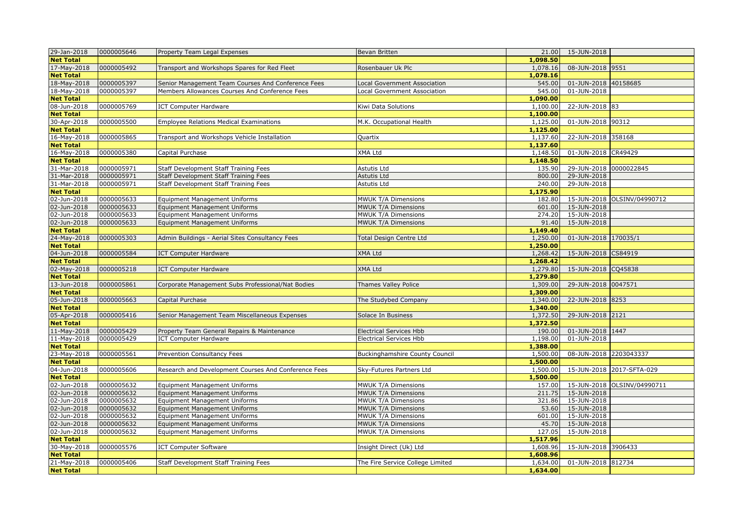| | | | | | | |
|---|---|---|---|---|---|---|
| 29-Jan-2018 | 0000005646 | Property Team Legal Expenses | Bevan Britten | 21.00 | 15-JUN-2018 | |
| **Net Total** | | | | **1,098.50** | | |
| 17-May-2018 | 0000005492 | Transport and Workshops Spares for Red Fleet | Rosenbauer Uk Plc | 1,078.16 | 08-JUN-2018 | 9551 |
| **Net Total** | | | | **1,078.16** | | |
| 18-May-2018 | 0000005397 | Senior Management Team Courses And Conference Fees | Local Government Association | 545.00 | 01-JUN-2018 | 40158685 |
| 18-May-2018 | 0000005397 | Members Allowances Courses And Conference Fees | Local Government Association | 545.00 | 01-JUN-2018 | |
| **Net Total** | | | | **1,090.00** | | |
| 08-Jun-2018 | 0000005769 | ICT Computer Hardware | Kiwi Data Solutions | 1,100.00 | 22-JUN-2018 | 83 |
| **Net Total** | | | | **1,100.00** | | |
| 30-Apr-2018 | 0000005500 | Employee Relations Medical Examinations | M.K. Occupational Health | 1,125.00 | 01-JUN-2018 | 90312 |
| **Net Total** | | | | **1,125.00** | | |
| 16-May-2018 | 0000005865 | Transport and Workshops Vehicle Installation | Quartix | 1,137.60 | 22-JUN-2018 | 358168 |
| **Net Total** | | | | **1,137.60** | | |
| 16-May-2018 | 0000005380 | Capital Purchase | XMA Ltd | 1,148.50 | 01-JUN-2018 | CR49429 |
| **Net Total** | | | | **1,148.50** | | |
| 31-Mar-2018 | 0000005971 | Staff Development Staff Training Fees | Astutis Ltd | 135.90 | 29-JUN-2018 | 0000022845 |
| 31-Mar-2018 | 0000005971 | Staff Development Staff Training Fees | Astutis Ltd | 800.00 | 29-JUN-2018 | |
| 31-Mar-2018 | 0000005971 | Staff Development Staff Training Fees | Astutis Ltd | 240.00 | 29-JUN-2018 | |
| **Net Total** | | | | **1,175.90** | | |
| 02-Jun-2018 | 0000005633 | Equipment Management Uniforms | MWUK T/A Dimensions | 182.80 | 15-JUN-2018 | OLSINV/04990712 |
| 02-Jun-2018 | 0000005633 | Equipment Management Uniforms | MWUK T/A Dimensions | 601.00 | 15-JUN-2018 | |
| 02-Jun-2018 | 0000005633 | Equipment Management Uniforms | MWUK T/A Dimensions | 274.20 | 15-JUN-2018 | |
| 02-Jun-2018 | 0000005633 | Equipment Management Uniforms | MWUK T/A Dimensions | 91.40 | 15-JUN-2018 | |
| **Net Total** | | | | **1,149.40** | | |
| 24-May-2018 | 0000005303 | Admin Buildings - Aerial Sites Consultancy Fees | Total Design Centre Ltd | 1,250.00 | 01-JUN-2018 | 170035/1 |
| **Net Total** | | | | **1,250.00** | | |
| 04-Jun-2018 | 0000005584 | ICT Computer Hardware | XMA Ltd | 1,268.42 | 15-JUN-2018 | CS84919 |
| **Net Total** | | | | **1,268.42** | | |
| 02-May-2018 | 0000005218 | ICT Computer Hardware | XMA Ltd | 1,279.80 | 15-JUN-2018 | CQ45838 |
| **Net Total** | | | | **1,279.80** | | |
| 13-Jun-2018 | 0000005861 | Corporate Management Subs Professional/Nat Bodies | Thames Valley Police | 1,309.00 | 29-JUN-2018 | 0047571 |
| **Net Total** | | | | **1,309.00** | | |
| 05-Jun-2018 | 0000005663 | Capital Purchase | The Studybed Company | 1,340.00 | 22-JUN-2018 | 8253 |
| **Net Total** | | | | **1,340.00** | | |
| 05-Apr-2018 | 0000005416 | Senior Management Team Miscellaneous Expenses | Solace In Business | 1,372.50 | 29-JUN-2018 | 2121 |
| **Net Total** | | | | **1,372.50** | | |
| 11-May-2018 | 0000005429 | Property Team General Repairs & Maintenance | Electrical Services Hbb | 190.00 | 01-JUN-2018 | 1447 |
| 11-May-2018 | 0000005429 | ICT Computer Hardware | Electrical Services Hbb | 1,198.00 | 01-JUN-2018 | |
| **Net Total** | | | | **1,388.00** | | |
| 23-May-2018 | 0000005561 | Prevention Consultancy Fees | Buckinghamshire County Council | 1,500.00 | 08-JUN-2018 | 2203043337 |
| **Net Total** | | | | **1,500.00** | | |
| 04-Jun-2018 | 0000005606 | Research and Development Courses And Conference Fees | Sky-Futures Partners Ltd | 1,500.00 | 15-JUN-2018 | 2017-SFTA-029 |
| **Net Total** | | | | **1,500.00** | | |
| 02-Jun-2018 | 0000005632 | Equipment Management Uniforms | MWUK T/A Dimensions | 157.00 | 15-JUN-2018 | OLSINV/04990711 |
| 02-Jun-2018 | 0000005632 | Equipment Management Uniforms | MWUK T/A Dimensions | 211.75 | 15-JUN-2018 | |
| 02-Jun-2018 | 0000005632 | Equipment Management Uniforms | MWUK T/A Dimensions | 321.86 | 15-JUN-2018 | |
| 02-Jun-2018 | 0000005632 | Equipment Management Uniforms | MWUK T/A Dimensions | 53.60 | 15-JUN-2018 | |
| 02-Jun-2018 | 0000005632 | Equipment Management Uniforms | MWUK T/A Dimensions | 601.00 | 15-JUN-2018 | |
| 02-Jun-2018 | 0000005632 | Equipment Management Uniforms | MWUK T/A Dimensions | 45.70 | 15-JUN-2018 | |
| 02-Jun-2018 | 0000005632 | Equipment Management Uniforms | MWUK T/A Dimensions | 127.05 | 15-JUN-2018 | |
| **Net Total** | | | | **1,517.96** | | |
| 30-May-2018 | 0000005576 | ICT Computer Software | Insight Direct (Uk) Ltd | 1,608.96 | 15-JUN-2018 | 3906433 |
| **Net Total** | | | | **1,608.96** | | |
| 21-May-2018 | 0000005406 | Staff Development Staff Training Fees | The Fire Service College Limited | 1,634.00 | 01-JUN-2018 | 812734 |
| **Net Total** | | | | **1,634.00** | | |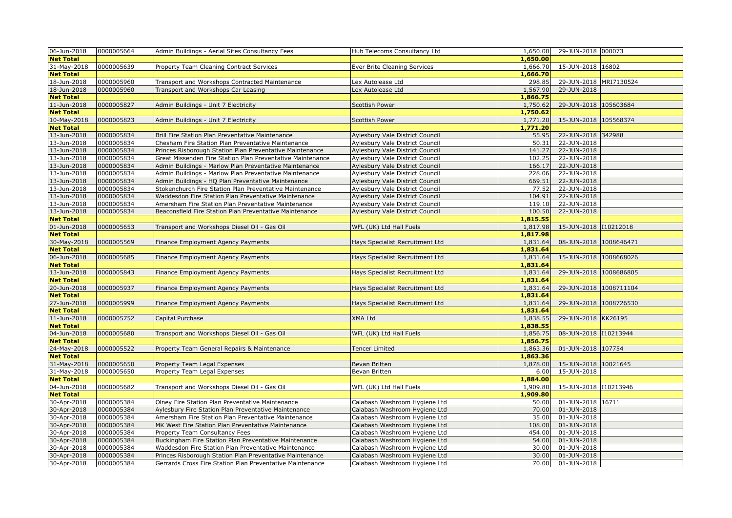| | | | | | | |
|---|---|---|---|---|---|---|
| 06-Jun-2018 | 0000005664 | Admin Buildings - Aerial Sites Consultancy Fees | Hub Telecoms Consultancy Ltd | 1,650.00 | 29-JUN-2018 | 000073 |
| **Net Total** | | | | **1,650.00** | | |
| 31-May-2018 | 0000005639 | Property Team Cleaning Contract Services | Ever Brite Cleaning Services | 1,666.70 | 15-JUN-2018 | 16802 |
| **Net Total** | | | | **1,666.70** | | |
| 18-Jun-2018 | 0000005960 | Transport and Workshops Contracted Maintenance | Lex Autolease Ltd | 298.85 | 29-JUN-2018 | MRI7130524 |
| 18-Jun-2018 | 0000005960 | Transport and Workshops Car Leasing | Lex Autolease Ltd | 1,567.90 | 29-JUN-2018 | |
| **Net Total** | | | | **1,866.75** | | |
| 11-Jun-2018 | 0000005827 | Admin Buildings - Unit 7 Electricity | Scottish Power | 1,750.62 | 29-JUN-2018 | 105603684 |
| **Net Total** | | | | **1,750.62** | | |
| 10-May-2018 | 0000005823 | Admin Buildings - Unit 7 Electricity | Scottish Power | 1,771.20 | 15-JUN-2018 | 105568374 |
| **Net Total** | | | | **1,771.20** | | |
| 13-Jun-2018 | 0000005834 | Brill Fire Station Plan Preventative Maintenance | Aylesbury Vale District Council | 55.95 | 22-JUN-2018 | 342988 |
| 13-Jun-2018 | 0000005834 | Chesham Fire Station Plan Preventative Maintenance | Aylesbury Vale District Council | 50.31 | 22-JUN-2018 | |
| 13-Jun-2018 | 0000005834 | Princes Risborough Station Plan Preventative Maintenance | Aylesbury Vale District Council | 141.27 | 22-JUN-2018 | |
| 13-Jun-2018 | 0000005834 | Great Missenden Fire Station Plan Preventative Maintenance | Aylesbury Vale District Council | 102.25 | 22-JUN-2018 | |
| 13-Jun-2018 | 0000005834 | Admin Buildings - Marlow Plan Preventative Maintenance | Aylesbury Vale District Council | 166.17 | 22-JUN-2018 | |
| 13-Jun-2018 | 0000005834 | Admin Buildings - Marlow Plan Preventative Maintenance | Aylesbury Vale District Council | 228.06 | 22-JUN-2018 | |
| 13-Jun-2018 | 0000005834 | Admin Buildings - HQ Plan Preventative Maintenance | Aylesbury Vale District Council | 669.51 | 22-JUN-2018 | |
| 13-Jun-2018 | 0000005834 | Stokenchurch Fire Station Plan Preventative Maintenance | Aylesbury Vale District Council | 77.52 | 22-JUN-2018 | |
| 13-Jun-2018 | 0000005834 | Waddesdon Fire Station Plan Preventative Maintenance | Aylesbury Vale District Council | 104.91 | 22-JUN-2018 | |
| 13-Jun-2018 | 0000005834 | Amersham Fire Station Plan Preventative Maintenance | Aylesbury Vale District Council | 119.10 | 22-JUN-2018 | |
| 13-Jun-2018 | 0000005834 | Beaconsfield Fire Station Plan Preventative Maintenance | Aylesbury Vale District Council | 100.50 | 22-JUN-2018 | |
| **Net Total** | | | | **1,815.55** | | |
| 01-Jun-2018 | 0000005653 | Transport and Workshops Diesel Oil - Gas Oil | WFL (UK) Ltd Hall Fuels | 1,817.98 | 15-JUN-2018 | I10212018 |
| **Net Total** | | | | **1,817.98** | | |
| 30-May-2018 | 0000005569 | Finance Employment Agency Payments | Hays Specialist Recruitment Ltd | 1,831.64 | 08-JUN-2018 | 1008646471 |
| **Net Total** | | | | **1,831.64** | | |
| 06-Jun-2018 | 0000005685 | Finance Employment Agency Payments | Hays Specialist Recruitment Ltd | 1,831.64 | 15-JUN-2018 | 1008668026 |
| **Net Total** | | | | **1,831.64** | | |
| 13-Jun-2018 | 0000005843 | Finance Employment Agency Payments | Hays Specialist Recruitment Ltd | 1,831.64 | 29-JUN-2018 | 1008686805 |
| **Net Total** | | | | **1,831.64** | | |
| 20-Jun-2018 | 0000005937 | Finance Employment Agency Payments | Hays Specialist Recruitment Ltd | 1,831.64 | 29-JUN-2018 | 1008711104 |
| **Net Total** | | | | **1,831.64** | | |
| 27-Jun-2018 | 0000005999 | Finance Employment Agency Payments | Hays Specialist Recruitment Ltd | 1,831.64 | 29-JUN-2018 | 1008726530 |
| **Net Total** | | | | **1,831.64** | | |
| 11-Jun-2018 | 0000005752 | Capital Purchase | XMA Ltd | 1,838.55 | 29-JUN-2018 | KK26195 |
| **Net Total** | | | | **1,838.55** | | |
| 04-Jun-2018 | 0000005680 | Transport and Workshops Diesel Oil - Gas Oil | WFL (UK) Ltd Hall Fuels | 1,856.75 | 08-JUN-2018 | I10213944 |
| **Net Total** | | | | **1,856.75** | | |
| 24-May-2018 | 0000005522 | Property Team General Repairs & Maintenance | Tencer Limited | 1,863.36 | 01-JUN-2018 | 107754 |
| **Net Total** | | | | **1,863.36** | | |
| 31-May-2018 | 0000005650 | Property Team Legal Expenses | Bevan Britten | 1,878.00 | 15-JUN-2018 | 10021645 |
| 31-May-2018 | 0000005650 | Property Team Legal Expenses | Bevan Britten | 6.00 | 15-JUN-2018 | |
| **Net Total** | | | | **1,884.00** | | |
| 04-Jun-2018 | 0000005682 | Transport and Workshops Diesel Oil - Gas Oil | WFL (UK) Ltd Hall Fuels | 1,909.80 | 15-JUN-2018 | I10213946 |
| **Net Total** | | | | **1,909.80** | | |
| 30-Apr-2018 | 0000005384 | Olney Fire Station Plan Preventative Maintenance | Calabash Washroom Hygiene Ltd | 50.00 | 01-JUN-2018 | 16711 |
| 30-Apr-2018 | 0000005384 | Aylesbury Fire Station Plan Preventative Maintenance | Calabash Washroom Hygiene Ltd | 70.00 | 01-JUN-2018 | |
| 30-Apr-2018 | 0000005384 | Amersham Fire Station Plan Preventative Maintenance | Calabash Washroom Hygiene Ltd | 35.00 | 01-JUN-2018 | |
| 30-Apr-2018 | 0000005384 | MK West Fire Station Plan Preventative Maintenance | Calabash Washroom Hygiene Ltd | 108.00 | 01-JUN-2018 | |
| 30-Apr-2018 | 0000005384 | Property Team Consultancy Fees | Calabash Washroom Hygiene Ltd | 454.00 | 01-JUN-2018 | |
| 30-Apr-2018 | 0000005384 | Buckingham Fire Station Plan Preventative Maintenance | Calabash Washroom Hygiene Ltd | 54.00 | 01-JUN-2018 | |
| 30-Apr-2018 | 0000005384 | Waddesdon Fire Station Plan Preventative Maintenance | Calabash Washroom Hygiene Ltd | 30.00 | 01-JUN-2018 | |
| 30-Apr-2018 | 0000005384 | Princes Risborough Station Plan Preventative Maintenance | Calabash Washroom Hygiene Ltd | 30.00 | 01-JUN-2018 | |
| 30-Apr-2018 | 0000005384 | Gerrards Cross Fire Station Plan Preventative Maintenance | Calabash Washroom Hygiene Ltd | 70.00 | 01-JUN-2018 | |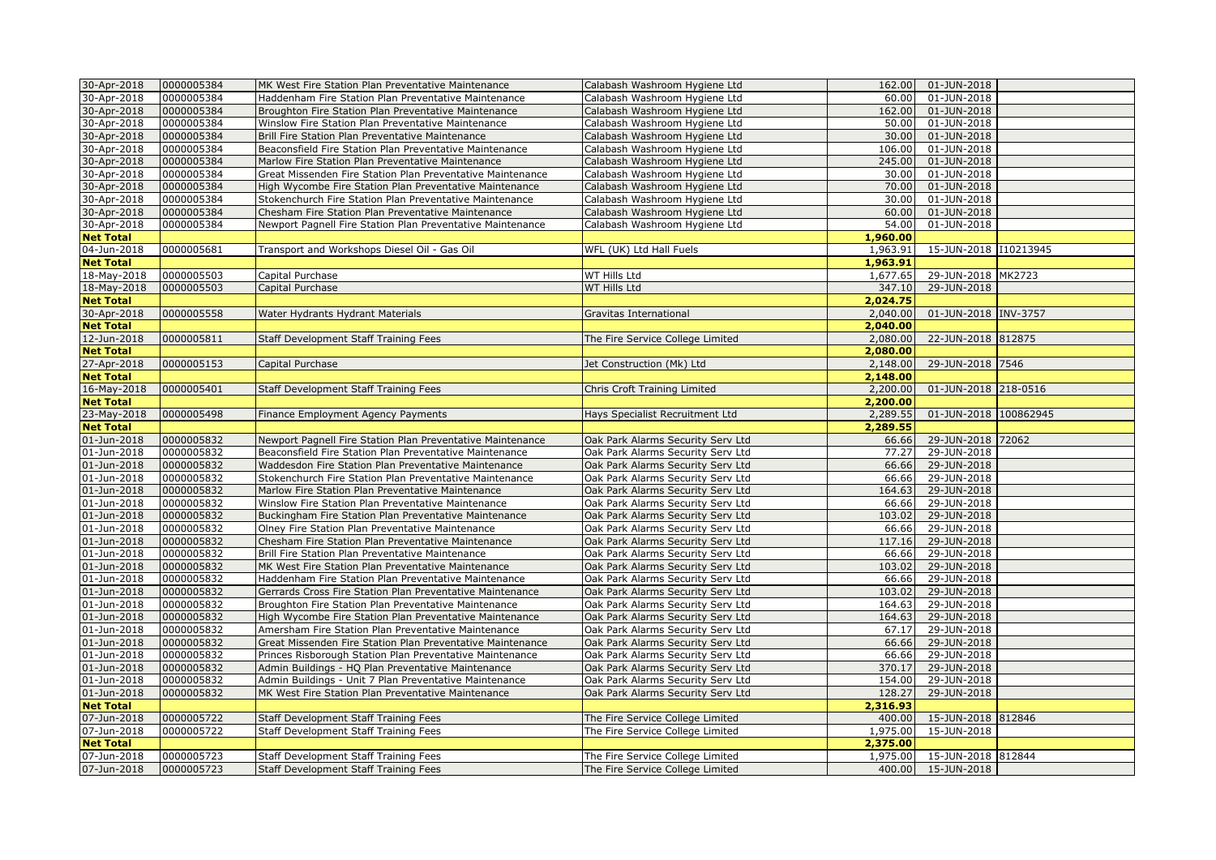| | | | | | | |
|---|---|---|---|---|---|---|
| 30-Apr-2018 | 0000005384 | MK West Fire Station Plan Preventative Maintenance | Calabash Washroom Hygiene Ltd | 162.00 | 01-JUN-2018 | |
| 30-Apr-2018 | 0000005384 | Haddenham Fire Station Plan Preventative Maintenance | Calabash Washroom Hygiene Ltd | 60.00 | 01-JUN-2018 | |
| 30-Apr-2018 | 0000005384 | Broughton Fire Station Plan Preventative Maintenance | Calabash Washroom Hygiene Ltd | 162.00 | 01-JUN-2018 | |
| 30-Apr-2018 | 0000005384 | Winslow Fire Station Plan Preventative Maintenance | Calabash Washroom Hygiene Ltd | 50.00 | 01-JUN-2018 | |
| 30-Apr-2018 | 0000005384 | Brill Fire Station Plan Preventative Maintenance | Calabash Washroom Hygiene Ltd | 30.00 | 01-JUN-2018 | |
| 30-Apr-2018 | 0000005384 | Beaconsfield Fire Station Plan Preventative Maintenance | Calabash Washroom Hygiene Ltd | 106.00 | 01-JUN-2018 | |
| 30-Apr-2018 | 0000005384 | Marlow Fire Station Plan Preventative Maintenance | Calabash Washroom Hygiene Ltd | 245.00 | 01-JUN-2018 | |
| 30-Apr-2018 | 0000005384 | Great Missenden Fire Station Plan Preventative Maintenance | Calabash Washroom Hygiene Ltd | 30.00 | 01-JUN-2018 | |
| 30-Apr-2018 | 0000005384 | High Wycombe Fire Station Plan Preventative Maintenance | Calabash Washroom Hygiene Ltd | 70.00 | 01-JUN-2018 | |
| 30-Apr-2018 | 0000005384 | Stokenchurch Fire Station Plan Preventative Maintenance | Calabash Washroom Hygiene Ltd | 30.00 | 01-JUN-2018 | |
| 30-Apr-2018 | 0000005384 | Chesham Fire Station Plan Preventative Maintenance | Calabash Washroom Hygiene Ltd | 60.00 | 01-JUN-2018 | |
| 30-Apr-2018 | 0000005384 | Newport Pagnell Fire Station Plan Preventative Maintenance | Calabash Washroom Hygiene Ltd | 54.00 | 01-JUN-2018 | |
| **Net Total** | | | | **1,960.00** | | |
| 04-Jun-2018 | 0000005681 | Transport and Workshops Diesel Oil - Gas Oil | WFL (UK) Ltd Hall Fuels | 1,963.91 | 15-JUN-2018 | I10213945 |
| **Net Total** | | | | **1,963.91** | | |
| 18-May-2018 | 0000005503 | Capital Purchase | WT Hills Ltd | 1,677.65 | 29-JUN-2018 | MK2723 |
| 18-May-2018 | 0000005503 | Capital Purchase | WT Hills Ltd | 347.10 | 29-JUN-2018 | |
| **Net Total** | | | | **2,024.75** | | |
| 30-Apr-2018 | 0000005558 | Water Hydrants Hydrant Materials | Gravitas International | 2,040.00 | 01-JUN-2018 | INV-3757 |
| **Net Total** | | | | **2,040.00** | | |
| 12-Jun-2018 | 0000005811 | Staff Development Staff Training Fees | The Fire Service College Limited | 2,080.00 | 22-JUN-2018 | 812875 |
| **Net Total** | | | | **2,080.00** | | |
| 27-Apr-2018 | 0000005153 | Capital Purchase | Jet Construction (Mk) Ltd | 2,148.00 | 29-JUN-2018 | 7546 |
| **Net Total** | | | | **2,148.00** | | |
| 16-May-2018 | 0000005401 | Staff Development Staff Training Fees | Chris Croft Training Limited | 2,200.00 | 01-JUN-2018 | 218-0516 |
| **Net Total** | | | | **2,200.00** | | |
| 23-May-2018 | 0000005498 | Finance Employment Agency Payments | Hays Specialist Recruitment Ltd | 2,289.55 | 01-JUN-2018 | 100862945 |
| **Net Total** | | | | **2,289.55** | | |
| 01-Jun-2018 | 0000005832 | Newport Pagnell Fire Station Plan Preventative Maintenance | Oak Park Alarms Security Serv Ltd | 66.66 | 29-JUN-2018 | 72062 |
| 01-Jun-2018 | 0000005832 | Beaconsfield Fire Station Plan Preventative Maintenance | Oak Park Alarms Security Serv Ltd | 77.27 | 29-JUN-2018 | |
| 01-Jun-2018 | 0000005832 | Waddesdon Fire Station Plan Preventative Maintenance | Oak Park Alarms Security Serv Ltd | 66.66 | 29-JUN-2018 | |
| 01-Jun-2018 | 0000005832 | Stokenchurch Fire Station Plan Preventative Maintenance | Oak Park Alarms Security Serv Ltd | 66.66 | 29-JUN-2018 | |
| 01-Jun-2018 | 0000005832 | Marlow Fire Station Plan Preventative Maintenance | Oak Park Alarms Security Serv Ltd | 164.63 | 29-JUN-2018 | |
| 01-Jun-2018 | 0000005832 | Winslow Fire Station Plan Preventative Maintenance | Oak Park Alarms Security Serv Ltd | 66.66 | 29-JUN-2018 | |
| 01-Jun-2018 | 0000005832 | Buckingham Fire Station Plan Preventative Maintenance | Oak Park Alarms Security Serv Ltd | 103.02 | 29-JUN-2018 | |
| 01-Jun-2018 | 0000005832 | Olney Fire Station Plan Preventative Maintenance | Oak Park Alarms Security Serv Ltd | 66.66 | 29-JUN-2018 | |
| 01-Jun-2018 | 0000005832 | Chesham Fire Station Plan Preventative Maintenance | Oak Park Alarms Security Serv Ltd | 117.16 | 29-JUN-2018 | |
| 01-Jun-2018 | 0000005832 | Brill Fire Station Plan Preventative Maintenance | Oak Park Alarms Security Serv Ltd | 66.66 | 29-JUN-2018 | |
| 01-Jun-2018 | 0000005832 | MK West Fire Station Plan Preventative Maintenance | Oak Park Alarms Security Serv Ltd | 103.02 | 29-JUN-2018 | |
| 01-Jun-2018 | 0000005832 | Haddenham Fire Station Plan Preventative Maintenance | Oak Park Alarms Security Serv Ltd | 66.66 | 29-JUN-2018 | |
| 01-Jun-2018 | 0000005832 | Gerrards Cross Fire Station Plan Preventative Maintenance | Oak Park Alarms Security Serv Ltd | 103.02 | 29-JUN-2018 | |
| 01-Jun-2018 | 0000005832 | Broughton Fire Station Plan Preventative Maintenance | Oak Park Alarms Security Serv Ltd | 164.63 | 29-JUN-2018 | |
| 01-Jun-2018 | 0000005832 | High Wycombe Fire Station Plan Preventative Maintenance | Oak Park Alarms Security Serv Ltd | 164.63 | 29-JUN-2018 | |
| 01-Jun-2018 | 0000005832 | Amersham Fire Station Plan Preventative Maintenance | Oak Park Alarms Security Serv Ltd | 67.17 | 29-JUN-2018 | |
| 01-Jun-2018 | 0000005832 | Great Missenden Fire Station Plan Preventative Maintenance | Oak Park Alarms Security Serv Ltd | 66.66 | 29-JUN-2018 | |
| 01-Jun-2018 | 0000005832 | Princes Risborough Station Plan Preventative Maintenance | Oak Park Alarms Security Serv Ltd | 66.66 | 29-JUN-2018 | |
| 01-Jun-2018 | 0000005832 | Admin Buildings - HQ Plan Preventative Maintenance | Oak Park Alarms Security Serv Ltd | 370.17 | 29-JUN-2018 | |
| 01-Jun-2018 | 0000005832 | Admin Buildings - Unit 7 Plan Preventative Maintenance | Oak Park Alarms Security Serv Ltd | 154.00 | 29-JUN-2018 | |
| 01-Jun-2018 | 0000005832 | MK West Fire Station Plan Preventative Maintenance | Oak Park Alarms Security Serv Ltd | 128.27 | 29-JUN-2018 | |
| **Net Total** | | | | **2,316.93** | | |
| 07-Jun-2018 | 0000005722 | Staff Development Staff Training Fees | The Fire Service College Limited | 400.00 | 15-JUN-2018 | 812846 |
| 07-Jun-2018 | 0000005722 | Staff Development Staff Training Fees | The Fire Service College Limited | 1,975.00 | 15-JUN-2018 | |
| **Net Total** | | | | **2,375.00** | | |
| 07-Jun-2018 | 0000005723 | Staff Development Staff Training Fees | The Fire Service College Limited | 1,975.00 | 15-JUN-2018 | 812844 |
| 07-Jun-2018 | 0000005723 | Staff Development Staff Training Fees | The Fire Service College Limited | 400.00 | 15-JUN-2018 | |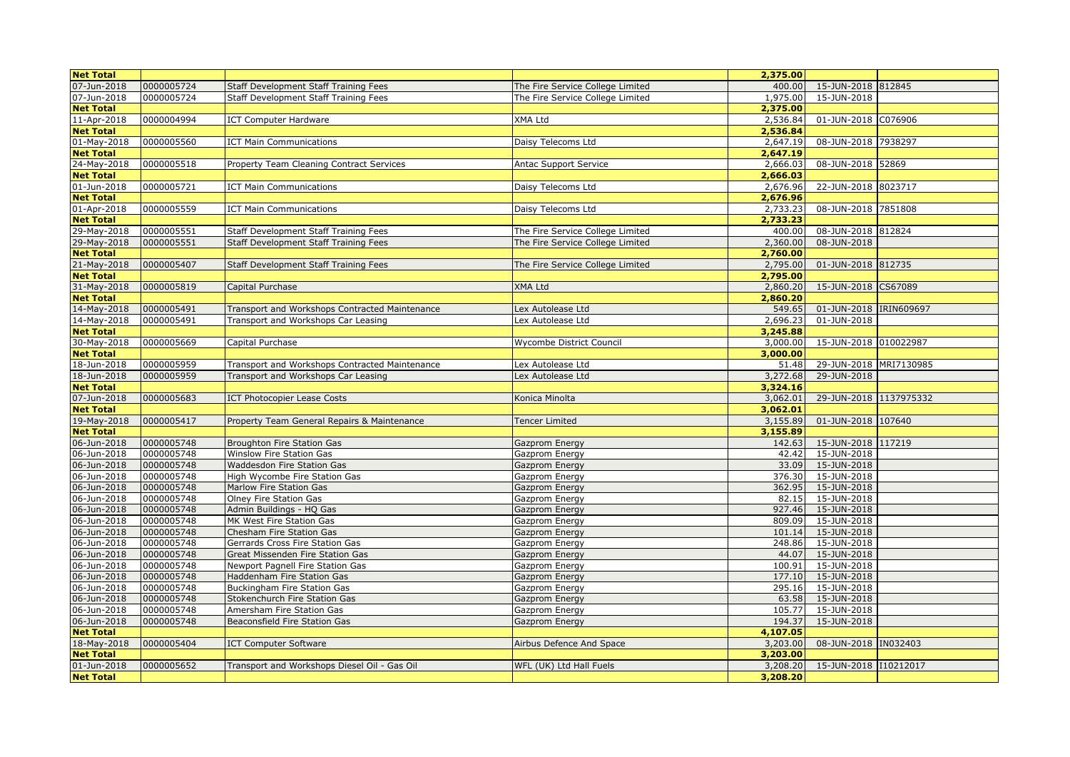| Net Total | | | | 2,375.00 | | |
|---|---|---|---|---|---|---|
| 07-Jun-2018 | 0000005724 | Staff Development Staff Training Fees | The Fire Service College Limited | 400.00 | 15-JUN-2018 | 812845 |
| 07-Jun-2018 | 0000005724 | Staff Development Staff Training Fees | The Fire Service College Limited | 1,975.00 | 15-JUN-2018 | |
| **Net Total** | | | | **2,375.00** | | |
| 11-Apr-2018 | 0000004994 | ICT Computer Hardware | XMA Ltd | 2,536.84 | 01-JUN-2018 | C076906 |
| **Net Total** | | | | **2,536.84** | | |
| 01-May-2018 | 0000005560 | ICT Main Communications | Daisy Telecoms Ltd | 2,647.19 | 08-JUN-2018 | 7938297 |
| **Net Total** | | | | **2,647.19** | | |
| 24-May-2018 | 0000005518 | Property Team Cleaning Contract Services | Antac Support Service | 2,666.03 | 08-JUN-2018 | 52869 |
| **Net Total** | | | | **2,666.03** | | |
| 01-Jun-2018 | 0000005721 | ICT Main Communications | Daisy Telecoms Ltd | 2,676.96 | 22-JUN-2018 | 8023717 |
| **Net Total** | | | | **2,676.96** | | |
| 01-Apr-2018 | 0000005559 | ICT Main Communications | Daisy Telecoms Ltd | 2,733.23 | 08-JUN-2018 | 7851808 |
| **Net Total** | | | | **2,733.23** | | |
| 29-May-2018 | 0000005551 | Staff Development Staff Training Fees | The Fire Service College Limited | 400.00 | 08-JUN-2018 | 812824 |
| 29-May-2018 | 0000005551 | Staff Development Staff Training Fees | The Fire Service College Limited | 2,360.00 | 08-JUN-2018 | |
| **Net Total** | | | | **2,760.00** | | |
| 21-May-2018 | 0000005407 | Staff Development Staff Training Fees | The Fire Service College Limited | 2,795.00 | 01-JUN-2018 | 812735 |
| **Net Total** | | | | **2,795.00** | | |
| 31-May-2018 | 0000005819 | Capital Purchase | XMA Ltd | 2,860.20 | 15-JUN-2018 | CS67089 |
| **Net Total** | | | | **2,860.20** | | |
| 14-May-2018 | 0000005491 | Transport and Workshops Contracted Maintenance | Lex Autolease Ltd | 549.65 | 01-JUN-2018 | IRIN609697 |
| 14-May-2018 | 0000005491 | Transport and Workshops Car Leasing | Lex Autolease Ltd | 2,696.23 | 01-JUN-2018 | |
| **Net Total** | | | | **3,245.88** | | |
| 30-May-2018 | 0000005669 | Capital Purchase | Wycombe District Council | 3,000.00 | 15-JUN-2018 | 010022987 |
| **Net Total** | | | | **3,000.00** | | |
| 18-Jun-2018 | 0000005959 | Transport and Workshops Contracted Maintenance | Lex Autolease Ltd | 51.48 | 29-JUN-2018 | MRI7130985 |
| 18-Jun-2018 | 0000005959 | Transport and Workshops Car Leasing | Lex Autolease Ltd | 3,272.68 | 29-JUN-2018 | |
| **Net Total** | | | | **3,324.16** | | |
| 07-Jun-2018 | 0000005683 | ICT Photocopier Lease Costs | Konica Minolta | 3,062.01 | 29-JUN-2018 | 1137975332 |
| **Net Total** | | | | **3,062.01** | | |
| 19-May-2018 | 0000005417 | Property Team General Repairs & Maintenance | Tencer Limited | 3,155.89 | 01-JUN-2018 | 107640 |
| **Net Total** | | | | **3,155.89** | | |
| 06-Jun-2018 | 0000005748 | Broughton Fire Station Gas | Gazprom Energy | 142.63 | 15-JUN-2018 | 117219 |
| 06-Jun-2018 | 0000005748 | Winslow Fire Station Gas | Gazprom Energy | 42.42 | 15-JUN-2018 | |
| 06-Jun-2018 | 0000005748 | Waddesdon Fire Station Gas | Gazprom Energy | 33.09 | 15-JUN-2018 | |
| 06-Jun-2018 | 0000005748 | High Wycombe Fire Station Gas | Gazprom Energy | 376.30 | 15-JUN-2018 | |
| 06-Jun-2018 | 0000005748 | Marlow Fire Station Gas | Gazprom Energy | 362.95 | 15-JUN-2018 | |
| 06-Jun-2018 | 0000005748 | Olney Fire Station Gas | Gazprom Energy | 82.15 | 15-JUN-2018 | |
| 06-Jun-2018 | 0000005748 | Admin Buildings - HQ Gas | Gazprom Energy | 927.46 | 15-JUN-2018 | |
| 06-Jun-2018 | 0000005748 | MK West Fire Station Gas | Gazprom Energy | 809.09 | 15-JUN-2018 | |
| 06-Jun-2018 | 0000005748 | Chesham Fire Station Gas | Gazprom Energy | 101.14 | 15-JUN-2018 | |
| 06-Jun-2018 | 0000005748 | Gerrards Cross Fire Station Gas | Gazprom Energy | 248.86 | 15-JUN-2018 | |
| 06-Jun-2018 | 0000005748 | Great Missenden Fire Station Gas | Gazprom Energy | 44.07 | 15-JUN-2018 | |
| 06-Jun-2018 | 0000005748 | Newport Pagnell Fire Station Gas | Gazprom Energy | 100.91 | 15-JUN-2018 | |
| 06-Jun-2018 | 0000005748 | Haddenham Fire Station Gas | Gazprom Energy | 177.10 | 15-JUN-2018 | |
| 06-Jun-2018 | 0000005748 | Buckingham Fire Station Gas | Gazprom Energy | 295.16 | 15-JUN-2018 | |
| 06-Jun-2018 | 0000005748 | Stokenchurch Fire Station Gas | Gazprom Energy | 63.58 | 15-JUN-2018 | |
| 06-Jun-2018 | 0000005748 | Amersham Fire Station Gas | Gazprom Energy | 105.77 | 15-JUN-2018 | |
| 06-Jun-2018 | 0000005748 | Beaconsfield Fire Station Gas | Gazprom Energy | 194.37 | 15-JUN-2018 | |
| **Net Total** | | | | **4,107.05** | | |
| 18-May-2018 | 0000005404 | ICT Computer Software | Airbus Defence And Space | 3,203.00 | 08-JUN-2018 | IN032403 |
| **Net Total** | | | | **3,203.00** | | |
| 01-Jun-2018 | 0000005652 | Transport and Workshops Diesel Oil - Gas Oil | WFL (UK) Ltd Hall Fuels | 3,208.20 | 15-JUN-2018 | I10212017 |
| **Net Total** | | | | **3,208.20** | | |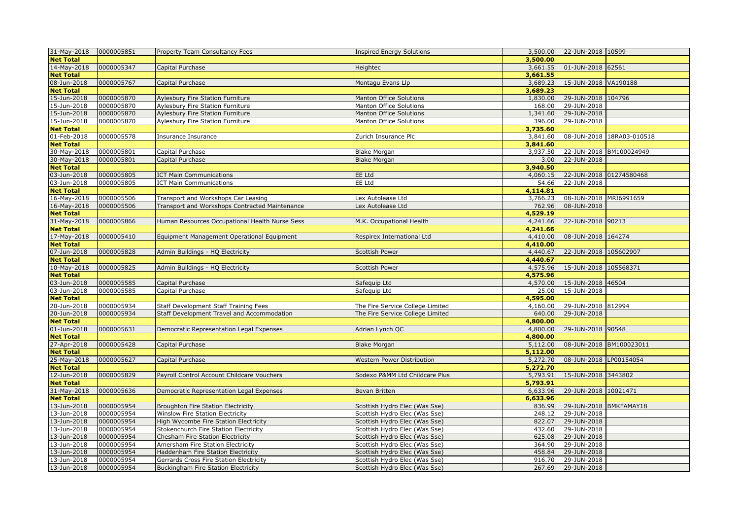| | | | | | | |
|---|---|---|---|---|---|---|
| 31-May-2018 | 0000005851 | Property Team Consultancy Fees | Inspired Energy Solutions | 3,500.00 | 22-JUN-2018 | 10599 |
| **Net Total** | | | | **3,500.00** | | |
| 14-May-2018 | 0000005347 | Capital Purchase | Heightec | 3,661.55 | 01-JUN-2018 | 62561 |
| **Net Total** | | | | **3,661.55** | | |
| 08-Jun-2018 | 0000005767 | Capital Purchase | Montagu Evans Llp | 3,689.23 | 15-JUN-2018 | VA190188 |
| **Net Total** | | | | **3,689.23** | | |
| 15-Jun-2018 | 0000005870 | Aylesbury Fire Station Furniture | Manton Office Solutions | 1,830.00 | 29-JUN-2018 | 104796 |
| 15-Jun-2018 | 0000005870 | Aylesbury Fire Station Furniture | Manton Office Solutions | 168.00 | 29-JUN-2018 | |
| 15-Jun-2018 | 0000005870 | Aylesbury Fire Station Furniture | Manton Office Solutions | 1,341.60 | 29-JUN-2018 | |
| 15-Jun-2018 | 0000005870 | Aylesbury Fire Station Furniture | Manton Office Solutions | 396.00 | 29-JUN-2018 | |
| **Net Total** | | | | **3,735.60** | | |
| 01-Feb-2018 | 0000005578 | Insurance Insurance | Zurich Insurance Plc | 3,841.60 | 08-JUN-2018 | 18RA03-010518 |
| **Net Total** | | | | **3,841.60** | | |
| 30-May-2018 | 0000005801 | Capital Purchase | Blake Morgan | 3,937.50 | 22-JUN-2018 | BM100024949 |
| 30-May-2018 | 0000005801 | Capital Purchase | Blake Morgan | 3.00 | 22-JUN-2018 | |
| **Net Total** | | | | **3,940.50** | | |
| 03-Jun-2018 | 0000005805 | ICT Main Communications | EE Ltd | 4,060.15 | 22-JUN-2018 | 01274580468 |
| 03-Jun-2018 | 0000005805 | ICT Main Communications | EE Ltd | 54.66 | 22-JUN-2018 | |
| **Net Total** | | | | **4,114.81** | | |
| 16-May-2018 | 0000005506 | Transport and Workshops Car Leasing | Lex Autolease Ltd | 3,766.23 | 08-JUN-2018 | MRI6991659 |
| 16-May-2018 | 0000005506 | Transport and Workshops Contracted Maintenance | Lex Autolease Ltd | 762.96 | 08-JUN-2018 | |
| **Net Total** | | | | **4,529.19** | | |
| 31-May-2018 | 0000005866 | Human Resources Occupational Health Nurse Sess | M.K. Occupational Health | 4,241.66 | 22-JUN-2018 | 90213 |
| **Net Total** | | | | **4,241.66** | | |
| 17-May-2018 | 0000005410 | Equipment Management Operational Equipment | Respirex International Ltd | 4,410.00 | 08-JUN-2018 | 164274 |
| **Net Total** | | | | **4,410.00** | | |
| 07-Jun-2018 | 0000005828 | Admin Buildings - HQ Electricity | Scottish Power | 4,440.67 | 22-JUN-2018 | 105602907 |
| **Net Total** | | | | **4,440.67** | | |
| 10-May-2018 | 0000005825 | Admin Buildings - HQ Electricity | Scottish Power | 4,575.96 | 15-JUN-2018 | 105568371 |
| **Net Total** | | | | **4,575.96** | | |
| 03-Jun-2018 | 0000005585 | Capital Purchase | Safequip Ltd | 4,570.00 | 15-JUN-2018 | 46504 |
| 03-Jun-2018 | 0000005585 | Capital Purchase | Safequip Ltd | 25.00 | 15-JUN-2018 | |
| **Net Total** | | | | **4,595.00** | | |
| 20-Jun-2018 | 0000005934 | Staff Development Staff Training Fees | The Fire Service College Limited | 4,160.00 | 29-JUN-2018 | 812994 |
| 20-Jun-2018 | 0000005934 | Staff Development Travel and Accommodation | The Fire Service College Limited | 640.00 | 29-JUN-2018 | |
| **Net Total** | | | | **4,800.00** | | |
| 01-Jun-2018 | 0000005631 | Democratic Representation Legal Expenses | Adrian Lynch QC | 4,800.00 | 29-JUN-2018 | 90548 |
| **Net Total** | | | | **4,800.00** | | |
| 27-Apr-2018 | 0000005428 | Capital Purchase | Blake Morgan | 5,112.00 | 08-JUN-2018 | BM100023011 |
| **Net Total** | | | | **5,112.00** | | |
| 25-May-2018 | 0000005627 | Capital Purchase | Western Power Distribution | 5,272.70 | 08-JUN-2018 | LP00154054 |
| **Net Total** | | | | **5,272.70** | | |
| 12-Jun-2018 | 0000005829 | Payroll Control Account Childcare Vouchers | Sodexo P&MM Ltd Childcare Plus | 5,793.91 | 15-JUN-2018 | 3443802 |
| **Net Total** | | | | **5,793.91** | | |
| 31-May-2018 | 0000005636 | Democratic Representation Legal Expenses | Bevan Britten | 6,633.96 | 29-JUN-2018 | 10021471 |
| **Net Total** | | | | **6,633.96** | | |
| 13-Jun-2018 | 0000005954 | Broughton Fire Station Electricity | Scottish Hydro Elec (Was Sse) | 836.99 | 29-JUN-2018 | BMKFAMAY18 |
| 13-Jun-2018 | 0000005954 | Winslow Fire Station Electricity | Scottish Hydro Elec (Was Sse) | 248.12 | 29-JUN-2018 | |
| 13-Jun-2018 | 0000005954 | High Wycombe Fire Station Electricity | Scottish Hydro Elec (Was Sse) | 822.07 | 29-JUN-2018 | |
| 13-Jun-2018 | 0000005954 | Stokenchurch Fire Station Electricity | Scottish Hydro Elec (Was Sse) | 432.60 | 29-JUN-2018 | |
| 13-Jun-2018 | 0000005954 | Chesham Fire Station Electricity | Scottish Hydro Elec (Was Sse) | 625.08 | 29-JUN-2018 | |
| 13-Jun-2018 | 0000005954 | Amersham Fire Station Electricity | Scottish Hydro Elec (Was Sse) | 364.90 | 29-JUN-2018 | |
| 13-Jun-2018 | 0000005954 | Haddenham Fire Station Electricity | Scottish Hydro Elec (Was Sse) | 458.84 | 29-JUN-2018 | |
| 13-Jun-2018 | 0000005954 | Gerrards Cross Fire Station Electricity | Scottish Hydro Elec (Was Sse) | 916.70 | 29-JUN-2018 | |
| 13-Jun-2018 | 0000005954 | Buckingham Fire Station Electricity | Scottish Hydro Elec (Was Sse) | 267.69 | 29-JUN-2018 | |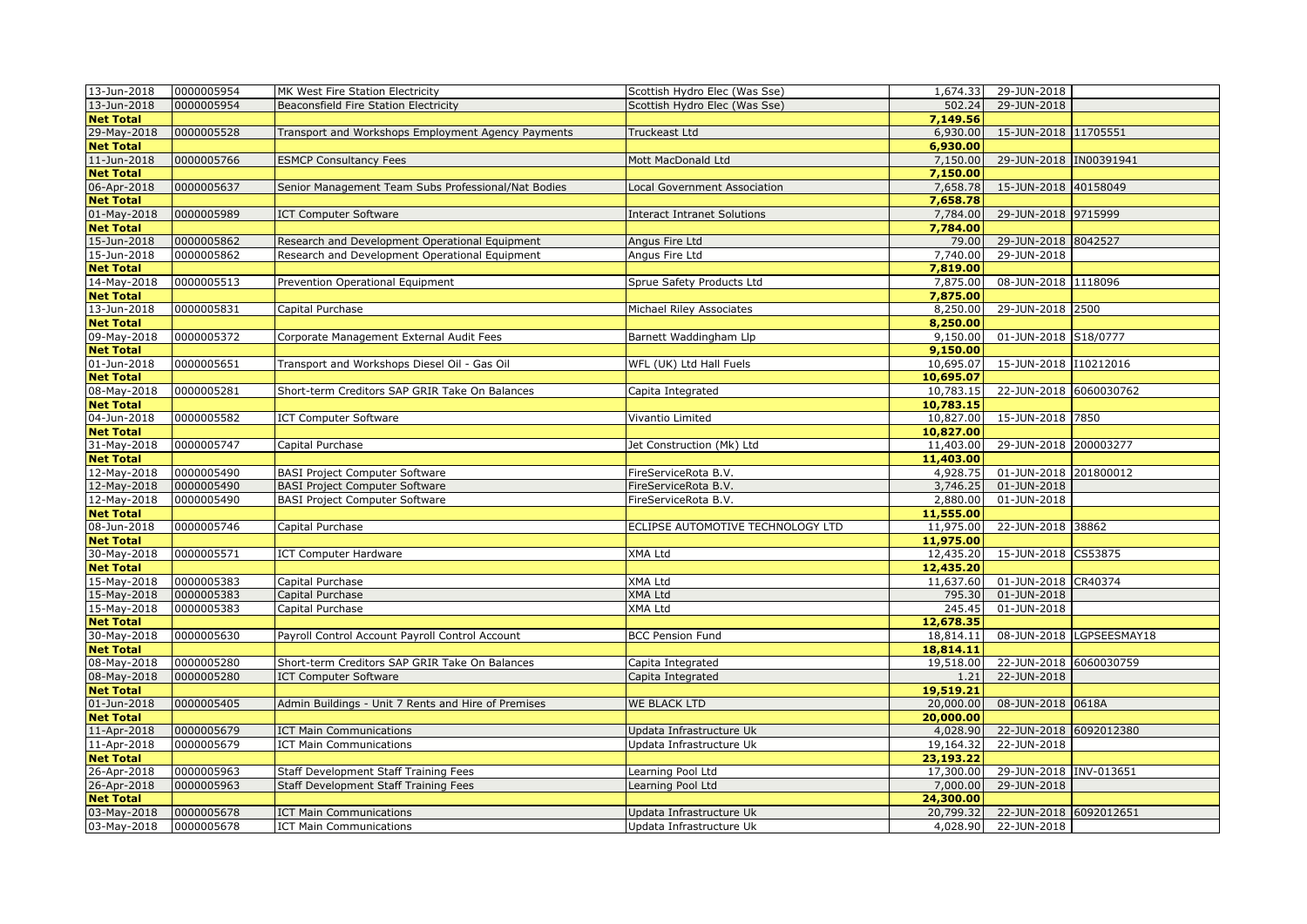| | | | | | | |
|---|---|---|---|---|---|---|
| 13-Jun-2018 | 0000005954 | MK West Fire Station Electricity | Scottish Hydro Elec (Was Sse) | 1,674.33 | 29-JUN-2018 | |
| 13-Jun-2018 | 0000005954 | Beaconsfield Fire Station Electricity | Scottish Hydro Elec (Was Sse) | 502.24 | 29-JUN-2018 | |
| **Net Total** | | | | **7,149.56** | | |
| 29-May-2018 | 0000005528 | Transport and Workshops Employment Agency Payments | Truckeast Ltd | 6,930.00 | 15-JUN-2018 | 11705551 |
| **Net Total** | | | | **6,930.00** | | |
| 11-Jun-2018 | 0000005766 | ESMCP Consultancy Fees | Mott MacDonald Ltd | 7,150.00 | 29-JUN-2018 | IN00391941 |
| **Net Total** | | | | **7,150.00** | | |
| 06-Apr-2018 | 0000005637 | Senior Management Team Subs Professional/Nat Bodies | Local Government Association | 7,658.78 | 15-JUN-2018 | 40158049 |
| **Net Total** | | | | **7,658.78** | | |
| 01-May-2018 | 0000005989 | ICT Computer Software | Interact Intranet Solutions | 7,784.00 | 29-JUN-2018 | 9715999 |
| **Net Total** | | | | **7,784.00** | | |
| 15-Jun-2018 | 0000005862 | Research and Development Operational Equipment | Angus Fire Ltd | 79.00 | 29-JUN-2018 | 8042527 |
| 15-Jun-2018 | 0000005862 | Research and Development Operational Equipment | Angus Fire Ltd | 7,740.00 | 29-JUN-2018 | |
| **Net Total** | | | | **7,819.00** | | |
| 14-May-2018 | 0000005513 | Prevention Operational Equipment | Sprue Safety Products Ltd | 7,875.00 | 08-JUN-2018 | 1118096 |
| **Net Total** | | | | **7,875.00** | | |
| 13-Jun-2018 | 0000005831 | Capital Purchase | Michael Riley Associates | 8,250.00 | 29-JUN-2018 | 2500 |
| **Net Total** | | | | **8,250.00** | | |
| 09-May-2018 | 0000005372 | Corporate Management External Audit Fees | Barnett Waddingham Llp | 9,150.00 | 01-JUN-2018 | S18/0777 |
| **Net Total** | | | | **9,150.00** | | |
| 01-Jun-2018 | 0000005651 | Transport and Workshops Diesel Oil - Gas Oil | WFL (UK) Ltd Hall Fuels | 10,695.07 | 15-JUN-2018 | I10212016 |
| **Net Total** | | | | **10,695.07** | | |
| 08-May-2018 | 0000005281 | Short-term Creditors SAP GRIR Take On Balances | Capita Integrated | 10,783.15 | 22-JUN-2018 | 6060030762 |
| **Net Total** | | | | **10,783.15** | | |
| 04-Jun-2018 | 0000005582 | ICT Computer Software | Vivantio Limited | 10,827.00 | 15-JUN-2018 | 7850 |
| **Net Total** | | | | **10,827.00** | | |
| 31-May-2018 | 0000005747 | Capital Purchase | Jet Construction (Mk) Ltd | 11,403.00 | 29-JUN-2018 | 200003277 |
| **Net Total** | | | | **11,403.00** | | |
| 12-May-2018 | 0000005490 | BASI Project Computer Software | FireServiceRota B.V. | 4,928.75 | 01-JUN-2018 | 201800012 |
| 12-May-2018 | 0000005490 | BASI Project Computer Software | FireServiceRota B.V. | 3,746.25 | 01-JUN-2018 | |
| 12-May-2018 | 0000005490 | BASI Project Computer Software | FireServiceRota B.V. | 2,880.00 | 01-JUN-2018 | |
| **Net Total** | | | | **11,555.00** | | |
| 08-Jun-2018 | 0000005746 | Capital Purchase | ECLIPSE AUTOMOTIVE TECHNOLOGY LTD | 11,975.00 | 22-JUN-2018 | 38862 |
| **Net Total** | | | | **11,975.00** | | |
| 30-May-2018 | 0000005571 | ICT Computer Hardware | XMA Ltd | 12,435.20 | 15-JUN-2018 | CS53875 |
| **Net Total** | | | | **12,435.20** | | |
| 15-May-2018 | 0000005383 | Capital Purchase | XMA Ltd | 11,637.60 | 01-JUN-2018 | CR40374 |
| 15-May-2018 | 0000005383 | Capital Purchase | XMA Ltd | 795.30 | 01-JUN-2018 | |
| 15-May-2018 | 0000005383 | Capital Purchase | XMA Ltd | 245.45 | 01-JUN-2018 | |
| **Net Total** | | | | **12,678.35** | | |
| 30-May-2018 | 0000005630 | Payroll Control Account Payroll Control Account | BCC Pension Fund | 18,814.11 | 08-JUN-2018 | LGPSEESMAY18 |
| **Net Total** | | | | **18,814.11** | | |
| 08-May-2018 | 0000005280 | Short-term Creditors SAP GRIR Take On Balances | Capita Integrated | 19,518.00 | 22-JUN-2018 | 6060030759 |
| 08-May-2018 | 0000005280 | ICT Computer Software | Capita Integrated | 1.21 | 22-JUN-2018 | |
| **Net Total** | | | | **19,519.21** | | |
| 01-Jun-2018 | 0000005405 | Admin Buildings - Unit 7 Rents and Hire of Premises | WE BLACK LTD | 20,000.00 | 08-JUN-2018 | 0618A |
| **Net Total** | | | | **20,000.00** | | |
| 11-Apr-2018 | 0000005679 | ICT Main Communications | Updata Infrastructure Uk | 4,028.90 | 22-JUN-2018 | 6092012380 |
| 11-Apr-2018 | 0000005679 | ICT Main Communications | Updata Infrastructure Uk | 19,164.32 | 22-JUN-2018 | |
| **Net Total** | | | | **23,193.22** | | |
| 26-Apr-2018 | 0000005963 | Staff Development Staff Training Fees | Learning Pool Ltd | 17,300.00 | 29-JUN-2018 | INV-013651 |
| 26-Apr-2018 | 0000005963 | Staff Development Staff Training Fees | Learning Pool Ltd | 7,000.00 | 29-JUN-2018 | |
| **Net Total** | | | | **24,300.00** | | |
| 03-May-2018 | 0000005678 | ICT Main Communications | Updata Infrastructure Uk | 20,799.32 | 22-JUN-2018 | 6092012651 |
| 03-May-2018 | 0000005678 | ICT Main Communications | Updata Infrastructure Uk | 4,028.90 | 22-JUN-2018 | |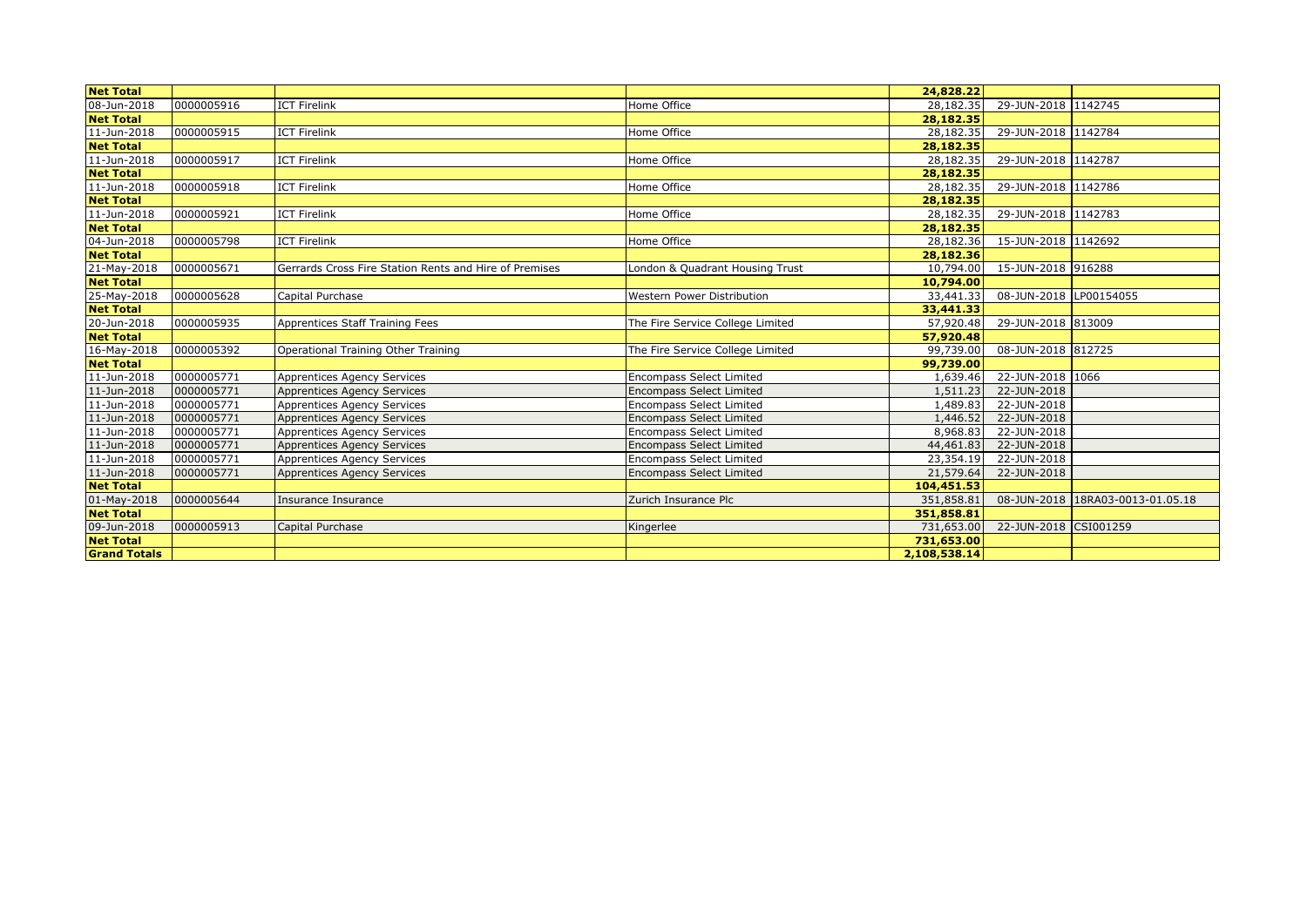| | | | | | | |
|---|---|---|---|---|---|---|
| **Net Total** | | | | **24,828.22** | | |
| 08-Jun-2018 | 0000005916 | ICT Firelink | Home Office | 28,182.35 | 29-JUN-2018 | 1142745 |
| **Net Total** | | | | **28,182.35** | | |
| 11-Jun-2018 | 0000005915 | ICT Firelink | Home Office | 28,182.35 | 29-JUN-2018 | 1142784 |
| **Net Total** | | | | **28,182.35** | | |
| 11-Jun-2018 | 0000005917 | ICT Firelink | Home Office | 28,182.35 | 29-JUN-2018 | 1142787 |
| **Net Total** | | | | **28,182.35** | | |
| 11-Jun-2018 | 0000005918 | ICT Firelink | Home Office | 28,182.35 | 29-JUN-2018 | 1142786 |
| **Net Total** | | | | **28,182.35** | | |
| 11-Jun-2018 | 0000005921 | ICT Firelink | Home Office | 28,182.35 | 29-JUN-2018 | 1142783 |
| **Net Total** | | | | **28,182.35** | | |
| 04-Jun-2018 | 0000005798 | ICT Firelink | Home Office | 28,182.36 | 15-JUN-2018 | 1142692 |
| **Net Total** | | | | **28,182.36** | | |
| 21-May-2018 | 0000005671 | Gerrards Cross Fire Station Rents and Hire of Premises | London & Quadrant Housing Trust | 10,794.00 | 15-JUN-2018 | 916288 |
| **Net Total** | | | | **10,794.00** | | |
| 25-May-2018 | 0000005628 | Capital Purchase | Western Power Distribution | 33,441.33 | 08-JUN-2018 | LP00154055 |
| **Net Total** | | | | **33,441.33** | | |
| 20-Jun-2018 | 0000005935 | Apprentices Staff Training Fees | The Fire Service College Limited | 57,920.48 | 29-JUN-2018 | 813009 |
| **Net Total** | | | | **57,920.48** | | |
| 16-May-2018 | 0000005392 | Operational Training Other Training | The Fire Service College Limited | 99,739.00 | 08-JUN-2018 | 812725 |
| **Net Total** | | | | **99,739.00** | | |
| 11-Jun-2018 | 0000005771 | Apprentices Agency Services | Encompass Select Limited | 1,639.46 | 22-JUN-2018 | 1066 |
| 11-Jun-2018 | 0000005771 | Apprentices Agency Services | Encompass Select Limited | 1,511.23 | 22-JUN-2018 | |
| 11-Jun-2018 | 0000005771 | Apprentices Agency Services | Encompass Select Limited | 1,489.83 | 22-JUN-2018 | |
| 11-Jun-2018 | 0000005771 | Apprentices Agency Services | Encompass Select Limited | 1,446.52 | 22-JUN-2018 | |
| 11-Jun-2018 | 0000005771 | Apprentices Agency Services | Encompass Select Limited | 8,968.83 | 22-JUN-2018 | |
| 11-Jun-2018 | 0000005771 | Apprentices Agency Services | Encompass Select Limited | 44,461.83 | 22-JUN-2018 | |
| 11-Jun-2018 | 0000005771 | Apprentices Agency Services | Encompass Select Limited | 23,354.19 | 22-JUN-2018 | |
| 11-Jun-2018 | 0000005771 | Apprentices Agency Services | Encompass Select Limited | 21,579.64 | 22-JUN-2018 | |
| **Net Total** | | | | **104,451.53** | | |
| 01-May-2018 | 0000005644 | Insurance Insurance | Zurich Insurance Plc | 351,858.81 | 08-JUN-2018 | 18RA03-0013-01.05.18 |
| **Net Total** | | | | **351,858.81** | | |
| 09-Jun-2018 | 0000005913 | Capital Purchase | Kingerlee | 731,653.00 | 22-JUN-2018 | CSI001259 |
| **Net Total** | | | | **731,653.00** | | |
| **Grand Totals** | | | | **2,108,538.14** | | |